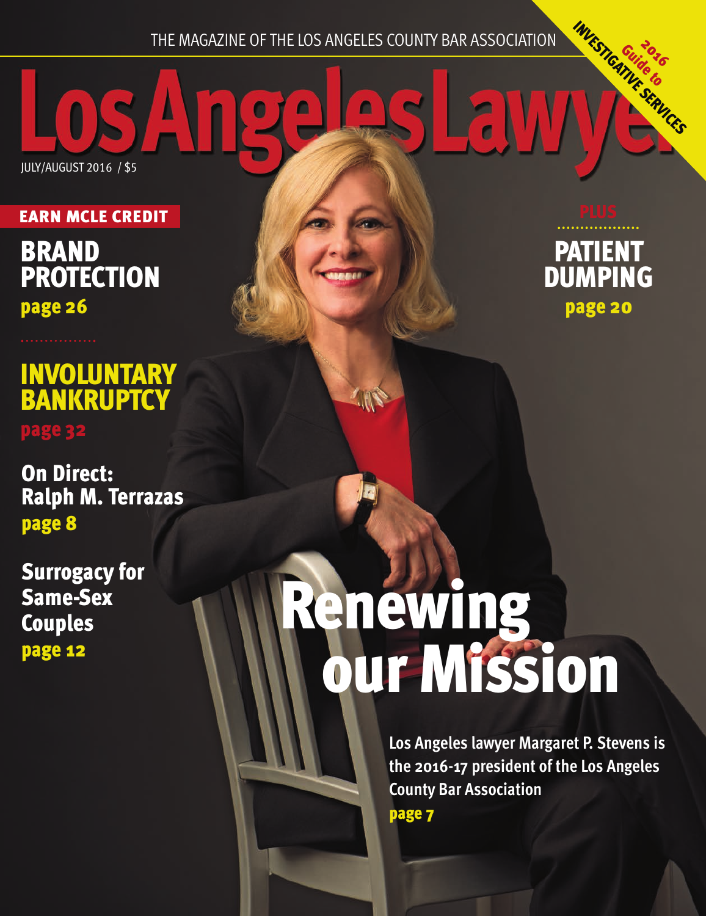THE MAGAZINE OF THE LOS ANGELES COUNTY BAR ASSOCIATION

# Los Angeles Lawyer

JULY/AUGUST 2016 / $5

2016 Guide to INVESTIGATIVE SERVICES

**EARN MCLE CREDIT**

## BRAND PROTECTION

**page 26**

## INVOLUNTARY BANKRUPTCY

**page 32**

**On Direct: Ralph M. Terrazas**

**page 8**

**Surrogacy for Same-Sex Couples**

**page 12**

PLUS

## PATIENT DUMPING

**page 20**

# Renewing our Mission

**Los Angeles lawyer Margaret P. Stevens is the 2016-17 president of the Los Angeles County Bar Association**

**page 7**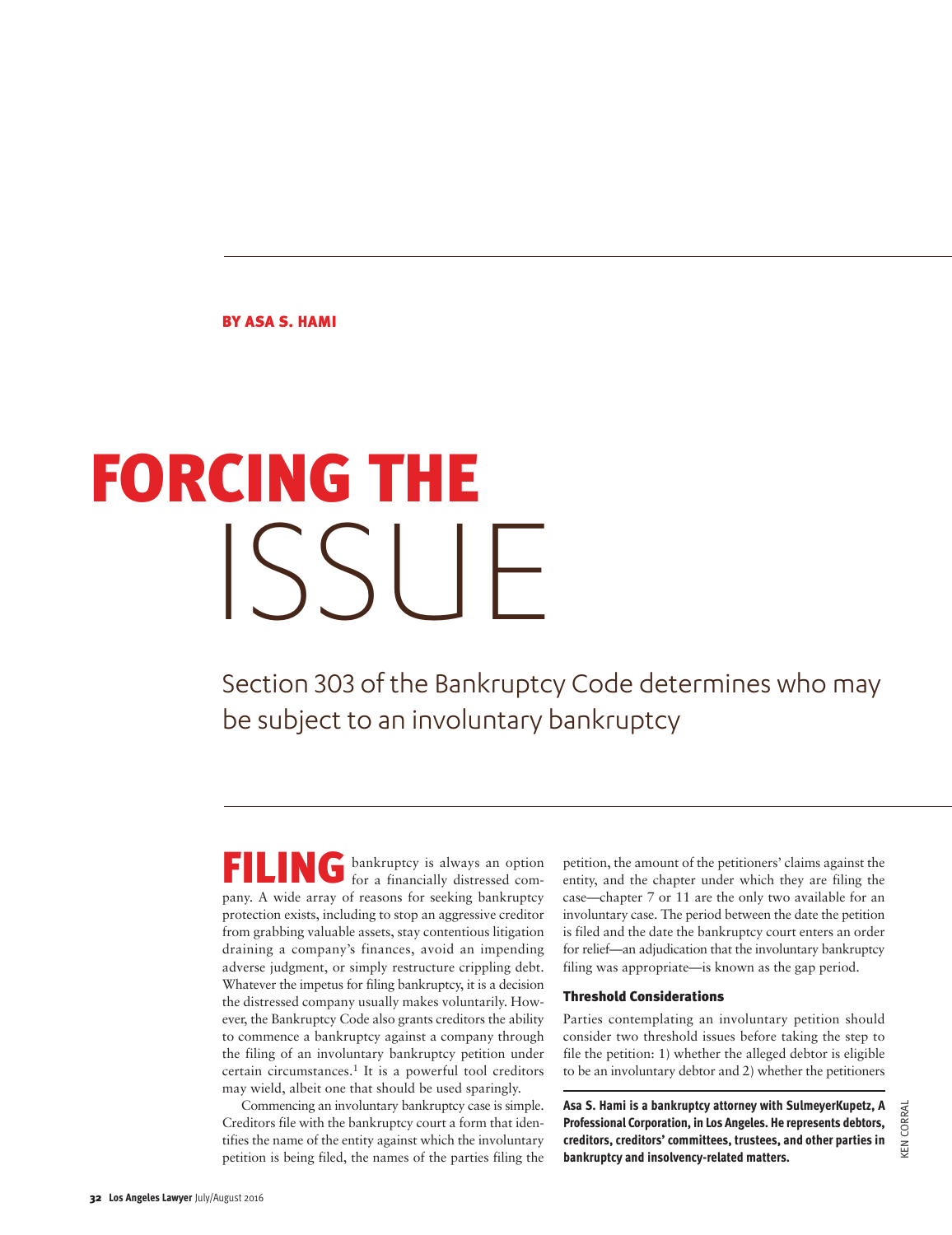BY ASA S. HAMI

# FORCING THE ISSUE

## Section 303 of the Bankruptcy Code determines who may be subject to an involuntary bankruptcy

**FILING** bankruptcy is always an option for a financially distressed company. A wide array of reasons for seeking bankruptcy protection exists, including to stop an aggressive creditor from grabbing valuable assets, stay contentious litigation draining a company's finances, avoid an impending adverse judgment, or simply restructure crippling debt. Whatever the impetus for filing bankruptcy, it is a decision the distressed company usually makes voluntarily. However, the Bankruptcy Code also grants creditors the ability to commence a bankruptcy against a company through the filing of an involuntary bankruptcy petition under certain circumstances.[1] It is a powerful tool creditors may wield, albeit one that should be used sparingly.

Commencing an involuntary bankruptcy case is simple. Creditors file with the bankruptcy court a form that identifies the name of the entity against which the involuntary petition is being filed, the names of the parties filing the petition, the amount of the petitioners' claims against the entity, and the chapter under which they are filing the case—chapter 7 or 11 are the only two available for an involuntary case. The period between the date the petition is filed and the date the bankruptcy court enters an order for relief—an adjudication that the involuntary bankruptcy filing was appropriate—is known as the gap period.

### Threshold Considerations

Parties contemplating an involuntary petition should consider two threshold issues before taking the step to file the petition: 1) whether the alleged debtor is eligible to be an involuntary debtor and 2) whether the petitioners

**Asa S. Hami is a bankruptcy attorney with SulmeyerKupetz, A Professional Corporation, in Los Angeles. He represents debtors, creditors, creditors' committees, trustees, and other parties in bankruptcy and insolvency-related matters.**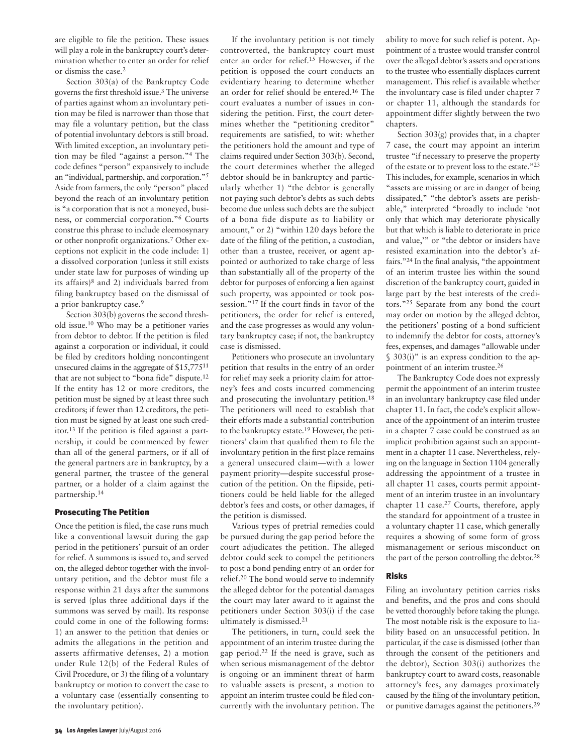are eligible to file the petition. These issues will play a role in the bankruptcy court's determination whether to enter an order for relief or dismiss the case.[2]

Section 303(a) of the Bankruptcy Code governs the first threshold issue.[3] The universe of parties against whom an involuntary petition may be filed is narrower than those that may file a voluntary petition, but the class of potential involuntary debtors is still broad. With limited exception, an involuntary petition may be filed "against a person."[4] The code defines "person" expansively to include an "individual, partnership, and corporation."[5] Aside from farmers, the only "person" placed beyond the reach of an involuntary petition is "a corporation that is not a moneyed, business, or commercial corporation."[6] Courts construe this phrase to include eleemosynary or other nonprofit organizations.[7] Other exceptions not explicit in the code include: 1) a dissolved corporation (unless it still exists under state law for purposes of winding up its affairs)[8] and 2) individuals barred from filing bankruptcy based on the dismissal of a prior bankruptcy case.[9]

Section 303(b) governs the second threshold issue.[10] Who may be a petitioner varies from debtor to debtor. If the petition is filed against a corporation or individual, it could be filed by creditors holding noncontingent unsecured claims in the aggregate of $15,775[11] that are not subject to "bona fide" dispute.[12] If the entity has 12 or more creditors, the petition must be signed by at least three such creditors; if fewer than 12 creditors, the petition must be signed by at least one such creditor.[13] If the petition is filed against a partnership, it could be commenced by fewer than all of the general partners, or if all of the general partners are in bankruptcy, by a general partner, the trustee of the general partner, or a holder of a claim against the partnership.[14]

## Prosecuting The Petition

Once the petition is filed, the case runs much like a conventional lawsuit during the gap period in the petitioners' pursuit of an order for relief. A summons is issued to, and served on, the alleged debtor together with the involuntary petition, and the debtor must file a response within 21 days after the summons is served (plus three additional days if the summons was served by mail). Its response could come in one of the following forms: 1) an answer to the petition that denies or admits the allegations in the petition and asserts affirmative defenses, 2) a motion under Rule 12(b) of the Federal Rules of Civil Procedure, or 3) the filing of a voluntary bankruptcy or motion to convert the case to a voluntary case (essentially consenting to the involuntary petition).

If the involuntary petition is not timely controverted, the bankruptcy court must enter an order for relief.[15] However, if the petition is opposed the court conducts an evidentiary hearing to determine whether an order for relief should be entered.[16] The court evaluates a number of issues in considering the petition. First, the court determines whether the "petitioning creditor" requirements are satisfied, to wit: whether the petitioners hold the amount and type of claims required under Section 303(b). Second, the court determines whether the alleged debtor should be in bankruptcy and particularly whether 1) "the debtor is generally not paying such debtor's debts as such debts become due unless such debts are the subject of a bona fide dispute as to liability or amount," or 2) "within 120 days before the date of the filing of the petition, a custodian, other than a trustee, receiver, or agent appointed or authorized to take charge of less than substantially all of the property of the debtor for purposes of enforcing a lien against such property, was appointed or took possession."[17] If the court finds in favor of the petitioners, the order for relief is entered, and the case progresses as would any voluntary bankruptcy case; if not, the bankruptcy case is dismissed.

Petitioners who prosecute an involuntary petition that results in the entry of an order for relief may seek a priority claim for attorney's fees and costs incurred commencing and prosecuting the involuntary petition.[18] The petitioners will need to establish that their efforts made a substantial contribution to the bankruptcy estate.[19] However, the petitioners' claim that qualified them to file the involuntary petition in the first place remains a general unsecured claim—with a lower payment priority—despite successful prosecution of the petition. On the flipside, petitioners could be held liable for the alleged debtor's fees and costs, or other damages, if the petition is dismissed.

Various types of pretrial remedies could be pursued during the gap period before the court adjudicates the petition. The alleged debtor could seek to compel the petitioners to post a bond pending entry of an order for relief.[20] The bond would serve to indemnify the alleged debtor for the potential damages the court may later award to it against the petitioners under Section 303(i) if the case ultimately is dismissed.[21]

The petitioners, in turn, could seek the appointment of an interim trustee during the gap period.[22] If the need is grave, such as when serious mismanagement of the debtor is ongoing or an imminent threat of harm to valuable assets is present, a motion to appoint an interim trustee could be filed concurrently with the involuntary petition. The ability to move for such relief is potent. Appointment of a trustee would transfer control over the alleged debtor's assets and operations to the trustee who essentially displaces current management. This relief is available whether the involuntary case is filed under chapter 7 or chapter 11, although the standards for appointment differ slightly between the two chapters.

Section 303(g) provides that, in a chapter 7 case, the court may appoint an interim trustee "if necessary to preserve the property of the estate or to prevent loss to the estate."[23] This includes, for example, scenarios in which "assets are missing or are in danger of being dissipated," "the debtor's assets are perishable," interpreted "broadly to include 'not only that which may deteriorate physically but that which is liable to deteriorate in price and value,'" or "the debtor or insiders have resisted examination into the debtor's affairs."[24] In the final analysis, "the appointment of an interim trustee lies within the sound discretion of the bankruptcy court, guided in large part by the best interests of the creditors."[25] Separate from any bond the court may order on motion by the alleged debtor, the petitioners' posting of a bond sufficient to indemnify the debtor for costs, attorney's fees, expenses, and damages "allowable under § 303(i)" is an express condition to the appointment of an interim trustee.[26]

The Bankruptcy Code does not expressly permit the appointment of an interim trustee in an involuntary bankruptcy case filed under chapter 11. In fact, the code's explicit allowance of the appointment of an interim trustee in a chapter 7 case could be construed as an implicit prohibition against such an appointment in a chapter 11 case. Nevertheless, relying on the language in Section 1104 generally addressing the appointment of a trustee in all chapter 11 cases, courts permit appointment of an interim trustee in an involuntary chapter 11 case.[27] Courts, therefore, apply the standard for appointment of a trustee in a voluntary chapter 11 case, which generally requires a showing of some form of gross mismanagement or serious misconduct on the part of the person controlling the debtor.[28]

## Risks

Filing an involuntary petition carries risks and benefits, and the pros and cons should be vetted thoroughly before taking the plunge. The most notable risk is the exposure to liability based on an unsuccessful petition. In particular, if the case is dismissed (other than through the consent of the petitioners and the debtor), Section 303(i) authorizes the bankruptcy court to award costs, reasonable attorney's fees, any damages proximately caused by the filing of the involuntary petition, or punitive damages against the petitioners.[29]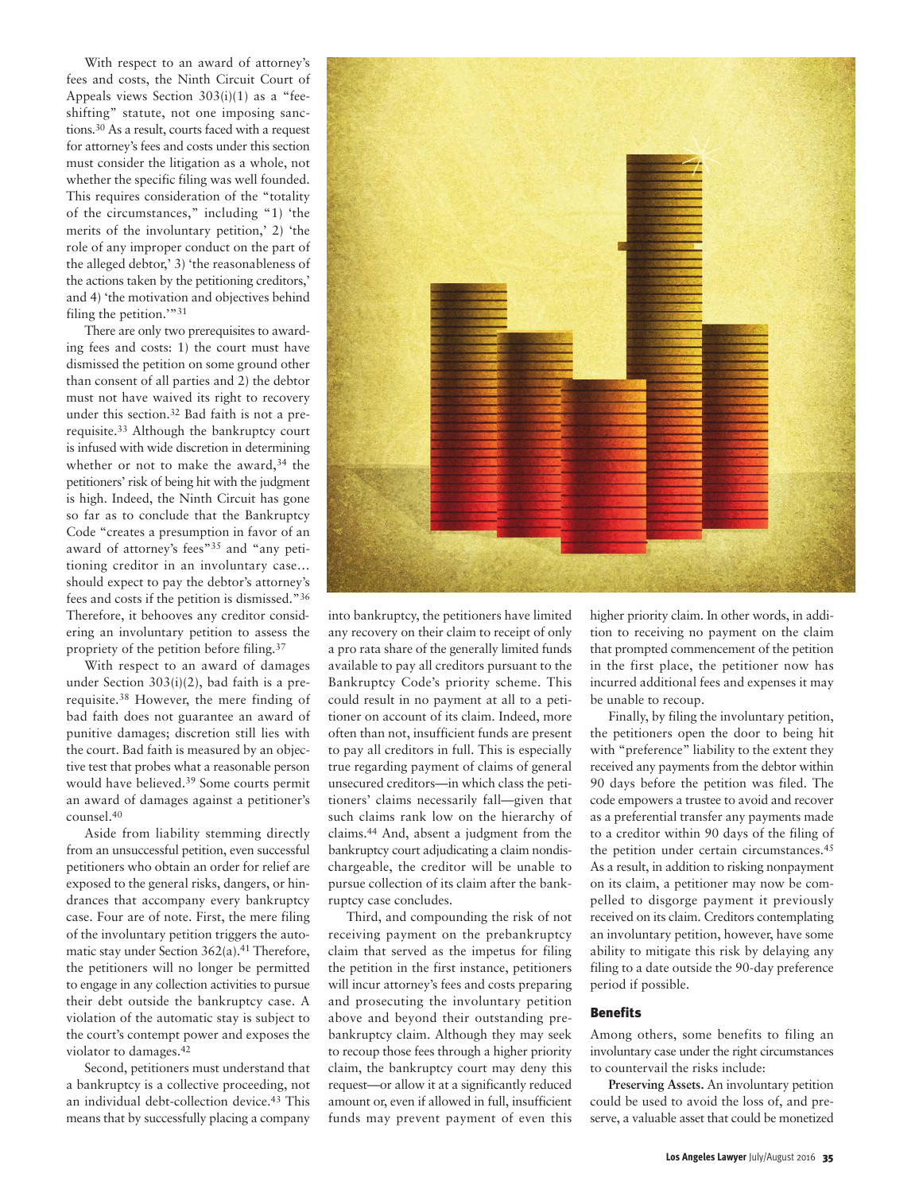With respect to an award of attorney's fees and costs, the Ninth Circuit Court of Appeals views Section 303(i)(1) as a "fee-shifting" statute, not one imposing sanctions.[30] As a result, courts faced with a request for attorney's fees and costs under this section must consider the litigation as a whole, not whether the specific filing was well founded. This requires consideration of the "totality of the circumstances," including "1) 'the merits of the involuntary petition,' 2) 'the role of any improper conduct on the part of the alleged debtor,' 3) 'the reasonableness of the actions taken by the petitioning creditors,' and 4) 'the motivation and objectives behind filing the petition.'"[31]

There are only two prerequisites to awarding fees and costs: 1) the court must have dismissed the petition on some ground other than consent of all parties and 2) the debtor must not have waived its right to recovery under this section.[32] Bad faith is not a prerequisite.[33] Although the bankruptcy court is infused with wide discretion in determining whether or not to make the award,[34] the petitioners' risk of being hit with the judgment is high. Indeed, the Ninth Circuit has gone so far as to conclude that the Bankruptcy Code "creates a presumption in favor of an award of attorney's fees"[35] and "any petitioning creditor in an involuntary case… should expect to pay the debtor's attorney's fees and costs if the petition is dismissed."[36] Therefore, it behooves any creditor considering an involuntary petition to assess the propriety of the petition before filing.[37]

With respect to an award of damages under Section 303(i)(2), bad faith is a prerequisite.[38] However, the mere finding of bad faith does not guarantee an award of punitive damages; discretion still lies with the court. Bad faith is measured by an objective test that probes what a reasonable person would have believed.[39] Some courts permit an award of damages against a petitioner's counsel.[40]

Aside from liability stemming directly from an unsuccessful petition, even successful petitioners who obtain an order for relief are exposed to the general risks, dangers, or hindrances that accompany every bankruptcy case. Four are of note. First, the mere filing of the involuntary petition triggers the automatic stay under Section 362(a).[41] Therefore, the petitioners will no longer be permitted to engage in any collection activities to pursue their debt outside the bankruptcy case. A violation of the automatic stay is subject to the court's contempt power and exposes the violator to damages.[42]

Second, petitioners must understand that a bankruptcy is a collective proceeding, not an individual debt-collection device.[43] This means that by successfully placing a company into bankruptcy, the petitioners have limited any recovery on their claim to receipt of only a pro rata share of the generally limited funds available to pay all creditors pursuant to the Bankruptcy Code's priority scheme. This could result in no payment at all to a petitioner on account of its claim. Indeed, more often than not, insufficient funds are present to pay all creditors in full. This is especially true regarding payment of claims of general unsecured creditors—in which class the petitioners' claims necessarily fall—given that such claims rank low on the hierarchy of claims.[44] And, absent a judgment from the bankruptcy court adjudicating a claim nondischargeable, the creditor will be unable to pursue collection of its claim after the bankruptcy case concludes.

Third, and compounding the risk of not receiving payment on the prebankruptcy claim that served as the impetus for filing the petition in the first instance, petitioners will incur attorney's fees and costs preparing and prosecuting the involuntary petition above and beyond their outstanding prebankruptcy claim. Although they may seek to recoup those fees through a higher priority claim, the bankruptcy court may deny this request—or allow it at a significantly reduced amount or, even if allowed in full, insufficient funds may prevent payment of even this higher priority claim. In other words, in addition to receiving no payment on the claim that prompted commencement of the petition in the first place, the petitioner now has incurred additional fees and expenses it may be unable to recoup.

Finally, by filing the involuntary petition, the petitioners open the door to being hit with "preference" liability to the extent they received any payments from the debtor within 90 days before the petition was filed. The code empowers a trustee to avoid and recover as a preferential transfer any payments made to a creditor within 90 days of the filing of the petition under certain circumstances.[45] As a result, in addition to risking nonpayment on its claim, a petitioner may now be compelled to disgorge payment it previously received on its claim. Creditors contemplating an involuntary petition, however, have some ability to mitigate this risk by delaying any filing to a date outside the 90-day preference period if possible.

## Benefits

Among others, some benefits to filing an involuntary case under the right circumstances to countervail the risks include:

**Preserving Assets.** An involuntary petition could be used to avoid the loss of, and preserve, a valuable asset that could be monetized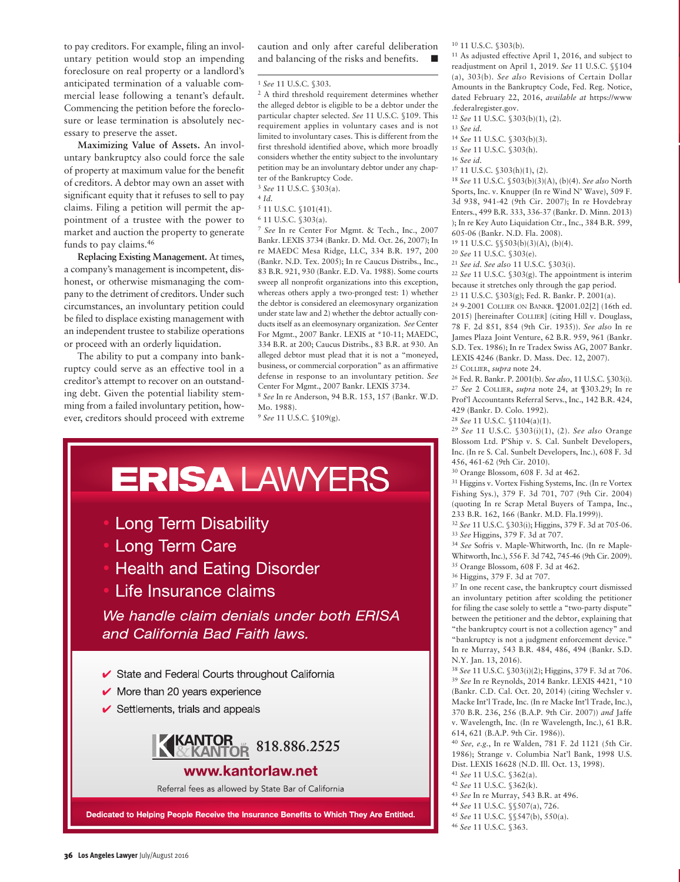to pay creditors. For example, filing an involuntary petition would stop an impending foreclosure on real property or a landlord's anticipated termination of a valuable commercial lease following a tenant's default. Commencing the petition before the foreclosure or lease termination is absolutely necessary to preserve the asset.

**Maximizing Value of Assets.** An involuntary bankruptcy also could force the sale of property at maximum value for the benefit of creditors. A debtor may own an asset with significant equity that it refuses to sell to pay claims. Filing a petition will permit the appointment of a trustee with the power to market and auction the property to generate funds to pay claims.[46]

**Replacing Existing Management.** At times, a company's management is incompetent, dishonest, or otherwise mismanaging the company to the detriment of creditors. Under such circumstances, an involuntary petition could be filed to displace existing management with an independent trustee to stabilize operations or proceed with an orderly liquidation.

The ability to put a company into bankruptcy could serve as an effective tool in a creditor's attempt to recover on an outstanding debt. Given the potential liability stemming from a failed involuntary petition, however, creditors should proceed with extreme caution and only after careful deliberation and balancing of the risks and benefits. ■

---

[1] *See* 11 U.S.C. §303.

[2] A third threshold requirement determines whether the alleged debtor is eligible to be a debtor under the particular chapter selected. *See* 11 U.S.C. §109. This requirement applies in voluntary cases and is not limited to involuntary cases. This is different from the first threshold identified above, which more broadly considers whether the entity subject to the involuntary petition may be an involuntary debtor under any chapter of the Bankruptcy Code.

[3] *See* 11 U.S.C. §303(a).

[4] *Id.*

[5] 11 U.S.C. §101(41).

[6] 11 U.S.C. §303(a).

[7] *See* In re Center For Mgmt. & Tech., Inc., 2007 Bankr. LEXIS 3734 (Bankr. D. Md. Oct. 26, 2007); In re MAEDC Mesa Ridge, LLC, 334 B.R. 197, 200 (Bankr. N.D. Tex. 2005); In re Caucus Distribs., Inc., 83 B.R. 921, 930 (Bankr. E.D. Va. 1988). Some courts sweep all nonprofit organizations into this exception, whereas others apply a two-pronged test: 1) whether the debtor is considered an eleemosynary organization under state law and 2) whether the debtor actually conducts itself as an eleemosynary organization. *See* Center For Mgmt., 2007 Bankr. LEXIS at *10-11; MAEDC, 334 B.R. at 200; Caucus Distribs., 83 B.R. at 930. An alleged debtor must plead that it is not a "moneyed, business, or commercial corporation" as an affirmative defense in response to an involuntary petition. *See* Center For Mgmt., 2007 Bankr. LEXIS 3734.

[8] *See* In re Anderson, 94 B.R. 153, 157 (Bankr. W.D. Mo. 1988).

[9] *See* 11 U.S.C. §109(g).

[10] 11 U.S.C. §303(b).

[11] As adjusted effective April 1, 2016, and subject to readjustment on April 1, 2019. *See* 11 U.S.C. §§104 (a), 303(b). *See also* Revisions of Certain Dollar Amounts in the Bankruptcy Code, Fed. Reg. Notice, dated February 22, 2016, *available at* https://www.federalregister.gov.

[12] *See* 11 U.S.C. §303(b)(1), (2).

[13] *See id.*

[14] *See* 11 U.S.C. §303(b)(3).

[15] *See* 11 U.S.C. §303(h).

[16] *See id.*

[17] 11 U.S.C. §303(h)(1), (2).

[18] *See* 11 U.S.C. §503(b)(3)(A), (b)(4). *See also* North Sports, Inc. v. Knupper (In re Wind N' Wave), 509 F. 3d 938, 941-42 (9th Cir. 2007); In re Hovdebray Enters., 499 B.R. 333, 336-37 (Bankr. D. Minn. 2013) ); In re Key Auto Liquidation Ctr., Inc., 384 B.R. 599, 605-06 (Bankr. N.D. Fla. 2008).

[19] 11 U.S.C. §§503(b)(3)(A), (b)(4).

[20] *See* 11 U.S.C. §303(e).

[21] *See id. See also* 11 U.S.C. §303(i).

[22] *See* 11 U.S.C. §303(g). The appointment is interim because it stretches only through the gap period.

[23] 11 U.S.C. §303(g); Fed. R. Bankr. P. 2001(a).

[24] 9-2001 Collier on Bankr. ¶2001.02[2] (16th ed. 2015) [hereinafter Collier] (citing Hill v. Douglass, 78 F. 2d 851, 854 (9th Cir. 1935)). *See also* In re James Plaza Joint Venture, 62 B.R. 959, 961 (Bankr. S.D. Tex. 1986); In re Tradex Swiss AG, 2007 Bankr. LEXIS 4246 (Bankr. D. Mass. Dec. 12, 2007).

[25] Collier, *supra* note 24.

[26] Fed. R. Bankr. P. 2001(b). *See also*, 11 U.S.C. §303(i).

[27] *See* 2 Collier, *supra* note 24, at ¶303.29; In re Prof'l Accountants Referral Servs., Inc., 142 B.R. 424, 429 (Bankr. D. Colo. 1992).

[28] *See* 11 U.S.C. §1104(a)(1).

[29] *See* 11 U.S.C. §303(i)(1), (2). *See also* Orange Blossom Ltd. P'Ship v. S. Cal. Sunbelt Developers, Inc. (In re S. Cal. Sunbelt Developers, Inc.), 608 F. 3d 456, 461-62 (9th Cir. 2010).

[30] Orange Blossom, 608 F. 3d at 462.

[31] Higgins v. Vortex Fishing Systems, Inc. (In re Vortex Fishing Sys.), 379 F. 3d 701, 707 (9th Cir. 2004) (quoting In re Scrap Metal Buyers of Tampa, Inc., 233 B.R. 162, 166 (Bankr. M.D. Fla.1999)).

[32] *See* 11 U.S.C. §303(i; Higgins, 379 F. 3d at 705-06.

[33] *See* Higgins, 379 F. 3d at 707.

[34] *See* Sofris v. Maple-Whitworth, Inc. (In re Maple-Whitworth, Inc.), 556 F. 3d 742, 745-46 (9th Cir. 2009).

[35] Orange Blossom, 608 F. 3d at 462.

[36] Higgins, 379 F. 3d at 707.

[37] In one recent case, the bankruptcy court dismissed an involuntary petition after scolding the petitioner for filing the case solely to settle a "two-party dispute" between the petitioner and the debtor, explaining that "the bankruptcy court is not a collection agency" and "bankruptcy is not a judgment enforcement device." In re Murray, 543 B.R. 484, 486, 494 (Bankr. S.D. N.Y. Jan. 13, 2016).

[38] *See* 11 U.S.C. §303(i)(2); Higgins, 379 F. 3d at 706.

[39] *See* In re Reynolds, 2014 Bankr. LEXIS 4421, *10 (Bankr. C.D. Cal. Oct. 20, 2014) (citing Wechsler v. Macke Int'l Trade, Inc. (In re Macke Int'l Trade, Inc.), 370 B.R. 236, 256 (B.A.P. 9th Cir. 2007)) *and* Jaffe v. Wavelength, Inc. (In re Wavelength, Inc.), 61 B.R. 614, 621 (B.A.P. 9th Cir. 1986)).

[40] *See, e.g.*, In re Walden, 781 F. 2d 1121 (5th Cir. 1986); Strange v. Columbia Nat'l Bank, 1998 U.S. Dist. LEXIS 16628 (N.D. Ill. Oct. 13, 1998).

[41] *See* 11 U.S.C. §362(a).

[42] *See* 11 U.S.C. §362(k).

[43] *See* In re Murray, 543 B.R. at 496.

[44] *See* 11 U.S.C. §§507(a), 726.

[45] *See* 11 U.S.C. §§547(b), 550(a).

[46] *See* 11 U.S.C. §363.

---

# ERISA LAWYERS

- Long Term Disability
- Long Term Care
- Health and Eating Disorder
- Life Insurance claims

*We handle claim denials under both ERISA and California Bad Faith laws.*

- ✔ State and Federal Courts throughout California
- ✔ More than 20 years experience
- ✔ Settlements, trials and appeals

KANTOR & KANTOR LLP 818.886.2525

www.kantorlaw.net

Referral fees as allowed by State Bar of California

**Dedicated to Helping People Receive the Insurance Benefits to Which They Are Entitled.**